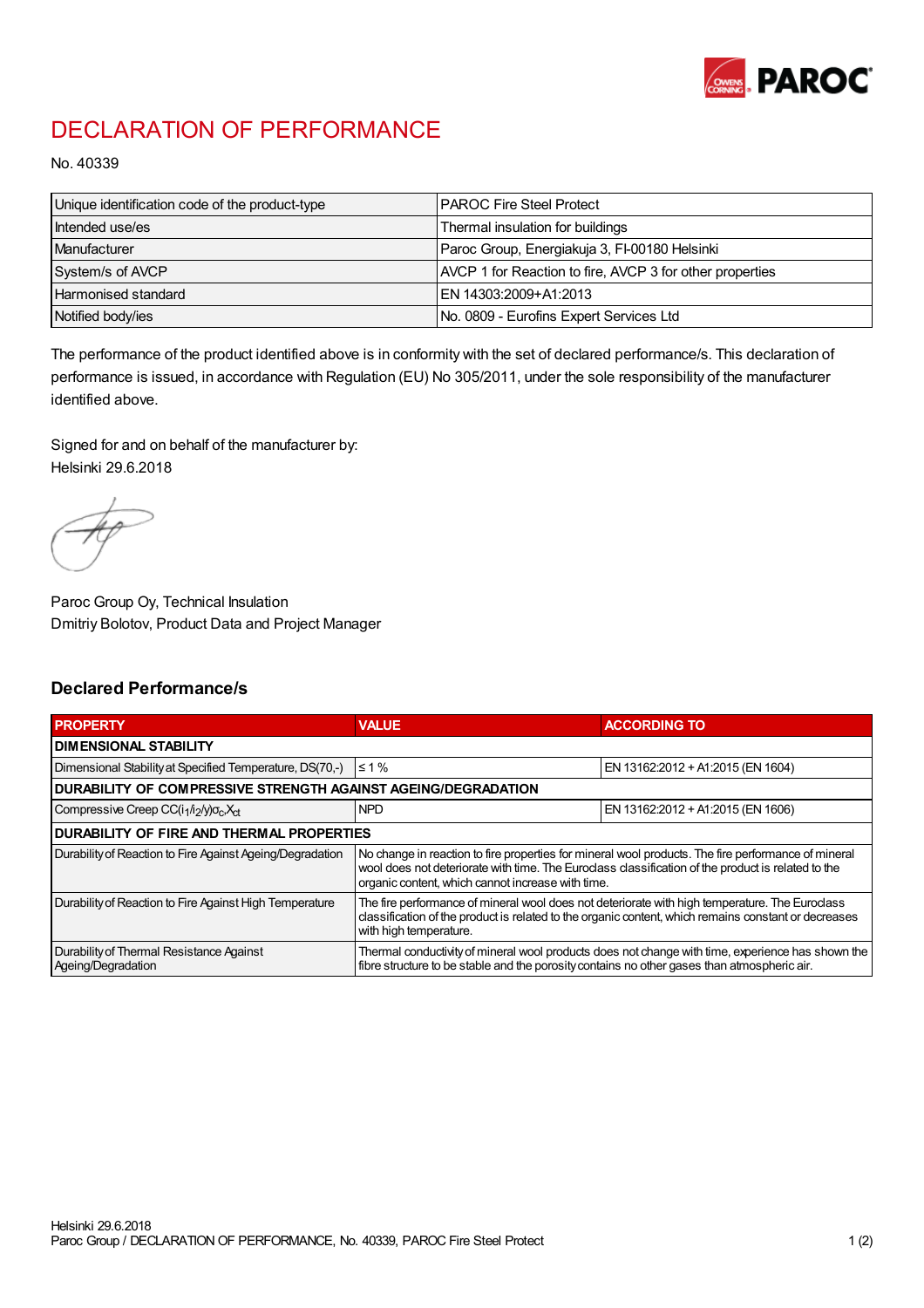# DECLARATION OF PERFORMANCE

No. 40339

| Unique identification code of the product-type | PAROC Fire Steel Protect |
|---|---|
| Intended use/es | Thermal insulation for buildings |
| Manufacturer | Paroc Group, Energiakuja 3, FI-00180 Helsinki |
| System/s of AVCP | AVCP 1 for Reaction to fire, AVCP 3 for other properties |
| Harmonised standard | EN 14303:2009+A1:2013 |
| Notified body/ies | No. 0809 - Eurofins Expert Services Ltd |

The performance of the product identified above is in conformity with the set of declared performance/s. This declaration of performance is issued, in accordance with Regulation (EU) No 305/2011, under the sole responsibility of the manufacturer identified above.

Signed for and on behalf of the manufacturer by:
Helsinki 29.6.2018

Paroc Group Oy, Technical Insulation
Dmitriy Bolotov, Product Data and Project Manager

## Declared Performance/s

| PROPERTY | VALUE | ACCORDING TO |
|---|---|---|
| **DIMENSIONAL STABILITY** | | |
| Dimensional Stability at Specified Temperature, DS(70,-) | ≤ 1 % | EN 13162:2012 + A1:2015 (EN 1604) |
| **DURABILITY OF COMPRESSIVE STRENGTH AGAINST AGEING/DEGRADATION** | | |
| Compressive Creep $CC(i_1/i_2/y)\sigma_c X_{ct}$ | NPD | EN 13162:2012 + A1:2015 (EN 1606) |
| **DURABILITY OF FIRE AND THERMAL PROPERTIES** | | |
| Durability of Reaction to Fire Against Ageing/Degradation | No change in reaction to fire properties for mineral wool products. The fire performance of mineral wool does not deteriorate with time. The Euroclass classification of the product is related to the organic content, which cannot increase with time. | |
| Durability of Reaction to Fire Against High Temperature | The fire performance of mineral wool does not deteriorate with high temperature. The Euroclass classification of the product is related to the organic content, which remains constant or decreases with high temperature. | |
| Durability of Thermal Resistance Against Ageing/Degradation | Thermal conductivity of mineral wool products does not change with time, experience has shown the fibre structure to be stable and the porosity contains no other gases than atmospheric air. | |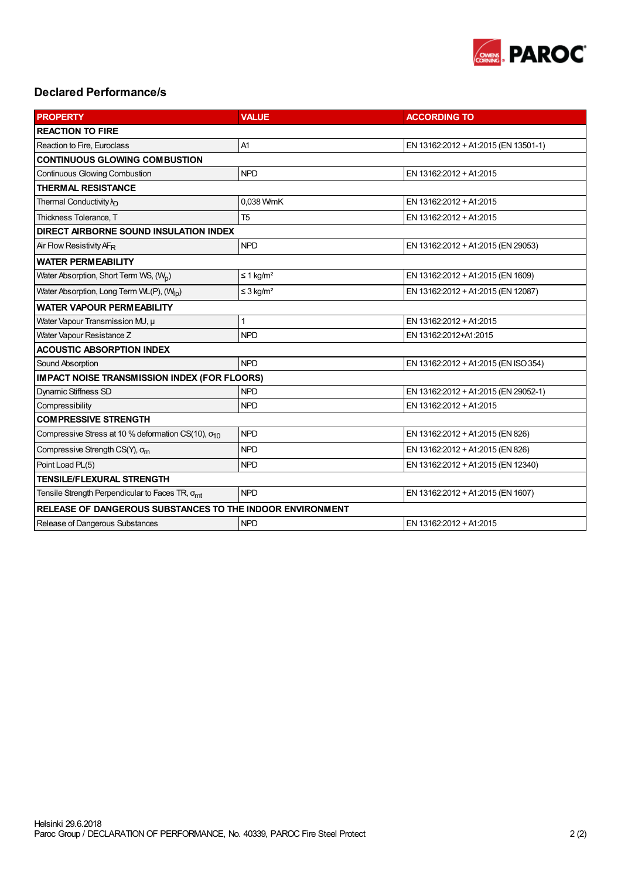## Declared Performance/s

| PROPERTY | VALUE | ACCORDING TO |
|---|---|---|
| **REACTION TO FIRE** | | |
| Reaction to Fire, Euroclass | A1 | EN 13162:2012 + A1:2015 (EN 13501-1) |
| **CONTINUOUS GLOWING COMBUSTION** | | |
| Continuous Glowing Combustion | NPD | EN 13162:2012 + A1:2015 |
| **THERMAL RESISTANCE** | | |
| Thermal Conductivity $\lambda_D$ | 0,038 W/mK | EN 13162:2012 + A1:2015 |
| Thickness Tolerance, T | T5 | EN 13162:2012 + A1:2015 |
| **DIRECT AIRBORNE SOUND INSULATION INDEX** | | |
| Air Flow Resistivity $AF_R$ | NPD | EN 13162:2012 + A1:2015 (EN 29053) |
| **WATER PERMEABILITY** | | |
| Water Absorption, Short Term WS, ($W_p$) | ≤ 1 kg/m² | EN 13162:2012 + A1:2015 (EN 1609) |
| Water Absorption, Long Term WL(P), ($W_{lp}$) | ≤ 3 kg/m² | EN 13162:2012 + A1:2015 (EN 12087) |
| **WATER VAPOUR PERMEABILITY** | | |
| Water Vapour Transmission MU, µ | 1 | EN 13162:2012 + A1:2015 |
| Water Vapour Resistance Z | NPD | EN 13162:2012+A1:2015 |
| **ACOUSTIC ABSORPTION INDEX** | | |
| Sound Absorption | NPD | EN 13162:2012 + A1:2015 (EN ISO 354) |
| **IMPACT NOISE TRANSMISSION INDEX (FOR FLOORS)** | | |
| Dynamic Stiffness SD | NPD | EN 13162:2012 + A1:2015 (EN 29052-1) |
| Compressibility | NPD | EN 13162:2012 + A1:2015 |
| **COMPRESSIVE STRENGTH** | | |
| Compressive Stress at 10 % deformation CS(10), $\sigma_{10}$ | NPD | EN 13162:2012 + A1:2015 (EN 826) |
| Compressive Strength CS(Y), $\sigma_m$ | NPD | EN 13162:2012 + A1:2015 (EN 826) |
| Point Load PL(5) | NPD | EN 13162:2012 + A1:2015 (EN 12340) |
| **TENSILE/FLEXURAL STRENGTH** | | |
| Tensile Strength Perpendicular to Faces TR, $\sigma_{mt}$ | NPD | EN 13162:2012 + A1:2015 (EN 1607) |
| **RELEASE OF DANGEROUS SUBSTANCES TO THE INDOOR ENVIRONMENT** | | |
| Release of Dangerous Substances | NPD | EN 13162:2012 + A1:2015 |

Helsinki 29.6.2018
Paroc Group / DECLARATION OF PERFORMANCE, No. 40339, PAROC Fire Steel Protect